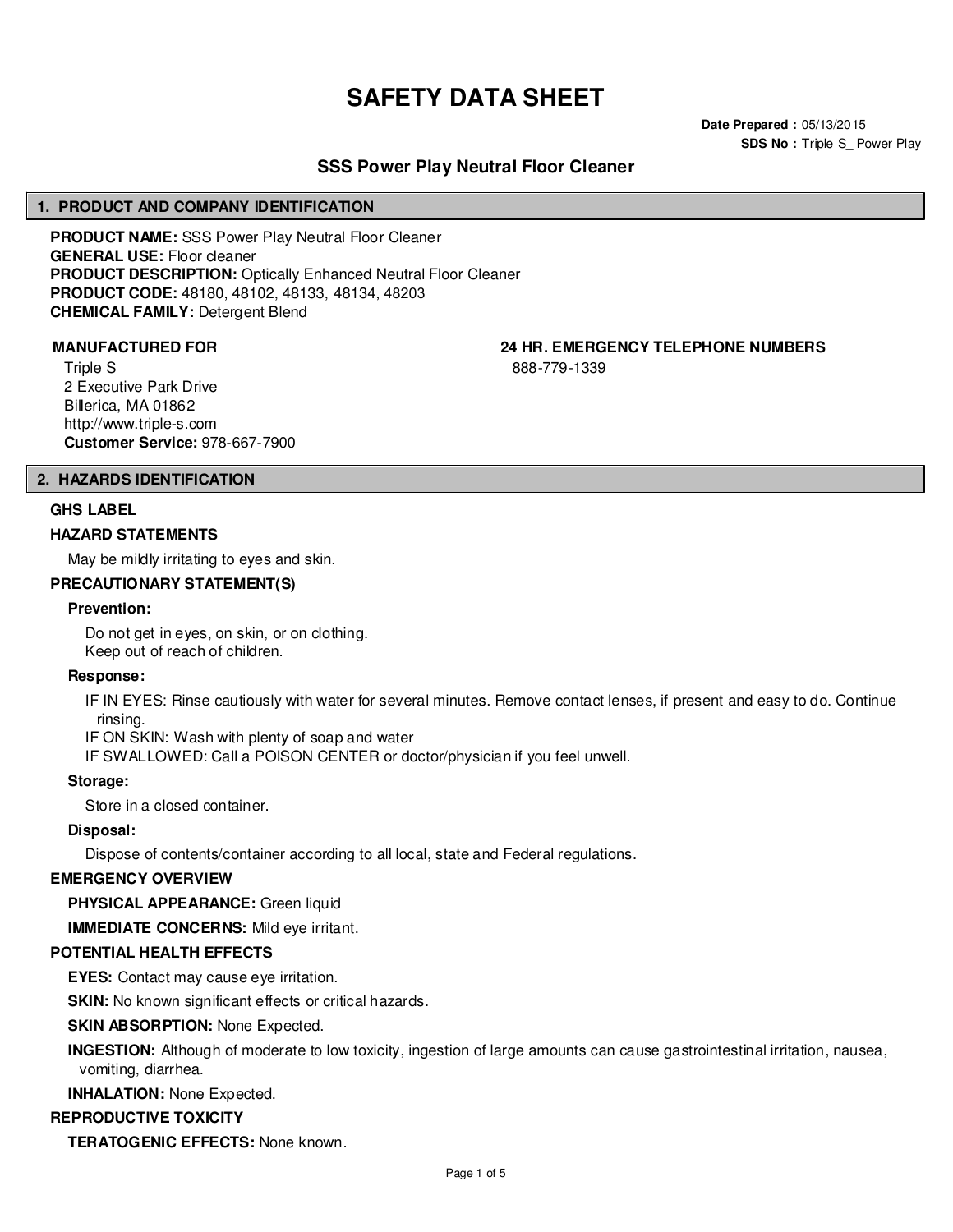# SAFETY DATA SHEET

**Date Prepared :** 05/13/2015
**SDS No :** Triple S_ Power Play

## SSS Power Play Neutral Floor Cleaner

## 1. PRODUCT AND COMPANY IDENTIFICATION

**PRODUCT NAME:** SSS Power Play Neutral Floor Cleaner
**GENERAL USE:** Floor cleaner
**PRODUCT DESCRIPTION:** Optically Enhanced Neutral Floor Cleaner
**PRODUCT CODE:** 48180, 48102, 48133, 48134, 48203
**CHEMICAL FAMILY:** Detergent Blend

**MANUFACTURED FOR**

Triple S
2 Executive Park Drive
Billerica, MA 01862
http://www.triple-s.com
**Customer Service:** 978-667-7900

**24 HR. EMERGENCY TELEPHONE NUMBERS**

888-779-1339

## 2. HAZARDS IDENTIFICATION

### GHS LABEL

### HAZARD STATEMENTS

May be mildly irritating to eyes and skin.

### PRECAUTIONARY STATEMENT(S)

**Prevention:**

Do not get in eyes, on skin, or on clothing.
Keep out of reach of children.

**Response:**

IF IN EYES: Rinse cautiously with water for several minutes. Remove contact lenses, if present and easy to do. Continue rinsing.
IF ON SKIN: Wash with plenty of soap and water
IF SWALLOWED: Call a POISON CENTER or doctor/physician if you feel unwell.

**Storage:**

Store in a closed container.

**Disposal:**

Dispose of contents/container according to all local, state and Federal regulations.

### EMERGENCY OVERVIEW

**PHYSICAL APPEARANCE:** Green liquid

**IMMEDIATE CONCERNS:** Mild eye irritant.

### POTENTIAL HEALTH EFFECTS

**EYES:** Contact may cause eye irritation.

**SKIN:** No known significant effects or critical hazards.

**SKIN ABSORPTION:** None Expected.

**INGESTION:** Although of moderate to low toxicity, ingestion of large amounts can cause gastrointestinal irritation, nausea, vomiting, diarrhea.

**INHALATION:** None Expected.

### REPRODUCTIVE TOXICITY

**TERATOGENIC EFFECTS:** None known.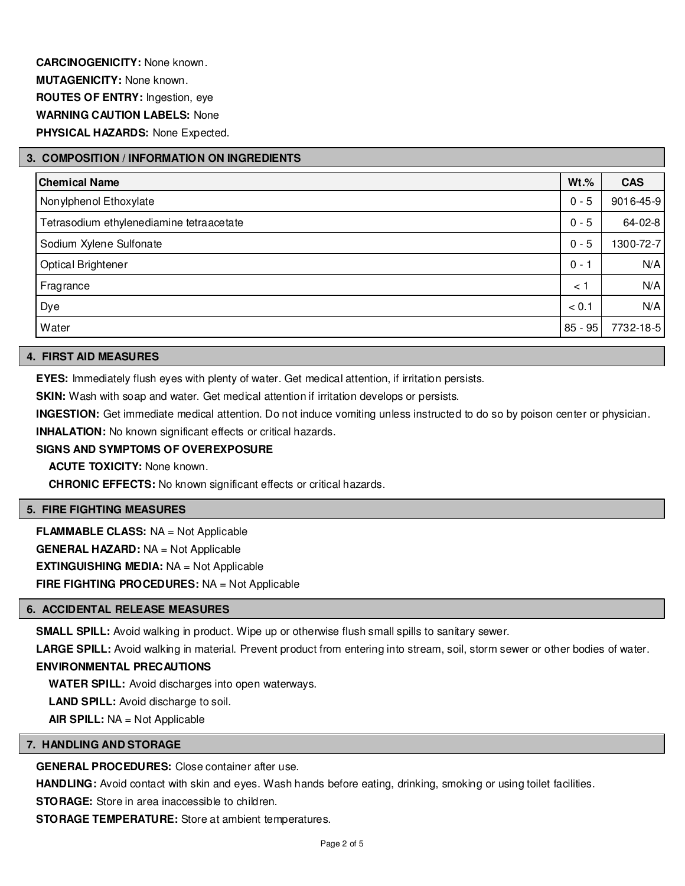**CARCINOGENICITY:** None known.

**MUTAGENICITY:** None known.

**ROUTES OF ENTRY:** Ingestion, eye

**WARNING CAUTION LABELS:** None

**PHYSICAL HAZARDS:** None Expected.

## 3. COMPOSITION / INFORMATION ON INGREDIENTS

| Chemical Name | Wt.% | CAS |
|---|---|---|
| Nonylphenol Ethoxylate | 0 - 5 | 9016-45-9 |
| Tetrasodium ethylenediamine tetraacetate | 0 - 5 | 64-02-8 |
| Sodium Xylene Sulfonate | 0 - 5 | 1300-72-7 |
| Optical Brightener | 0 - 1 | N/A |
| Fragrance | < 1 | N/A |
| Dye | < 0.1 | N/A |
| Water | 85 - 95 | 7732-18-5 |

## 4. FIRST AID MEASURES

**EYES:** Immediately flush eyes with plenty of water. Get medical attention, if irritation persists.

**SKIN:** Wash with soap and water. Get medical attention if irritation develops or persists.

**INGESTION:** Get immediate medical attention. Do not induce vomiting unless instructed to do so by poison center or physician.

**INHALATION:** No known significant effects or critical hazards.

**SIGNS AND SYMPTOMS OF OVEREXPOSURE**

**ACUTE TOXICITY:** None known.

**CHRONIC EFFECTS:** No known significant effects or critical hazards.

## 5. FIRE FIGHTING MEASURES

**FLAMMABLE CLASS:** NA = Not Applicable

**GENERAL HAZARD:** NA = Not Applicable

**EXTINGUISHING MEDIA:** NA = Not Applicable

**FIRE FIGHTING PROCEDURES:** NA = Not Applicable

## 6. ACCIDENTAL RELEASE MEASURES

**SMALL SPILL:** Avoid walking in product. Wipe up or otherwise flush small spills to sanitary sewer.

**LARGE SPILL:** Avoid walking in material. Prevent product from entering into stream, soil, storm sewer or other bodies of water.

**ENVIRONMENTAL PRECAUTIONS**

**WATER SPILL:** Avoid discharges into open waterways.

**LAND SPILL:** Avoid discharge to soil.

**AIR SPILL:** NA = Not Applicable

## 7. HANDLING AND STORAGE

**GENERAL PROCEDURES:** Close container after use.

**HANDLING:** Avoid contact with skin and eyes. Wash hands before eating, drinking, smoking or using toilet facilities.

**STORAGE:** Store in area inaccessible to children.

**STORAGE TEMPERATURE:** Store at ambient temperatures.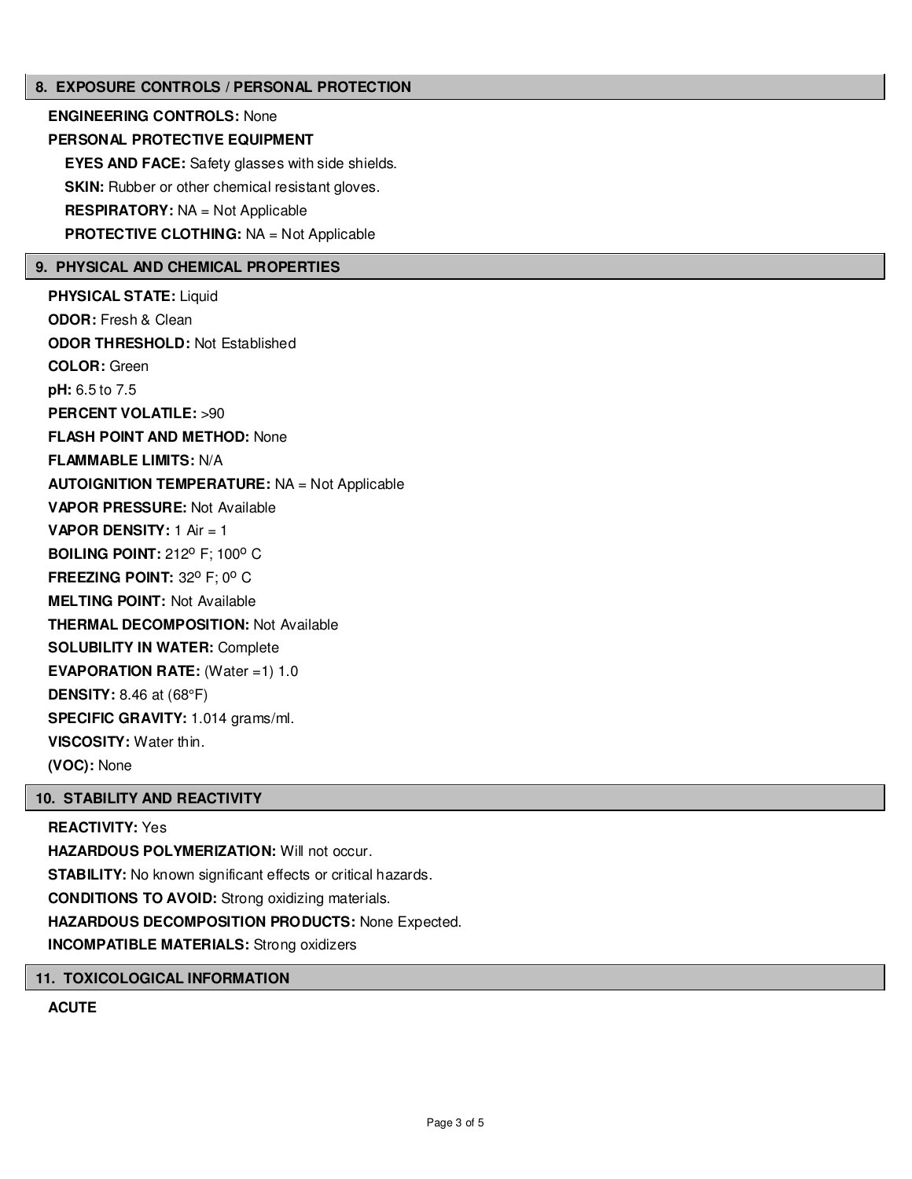## 8. EXPOSURE CONTROLS / PERSONAL PROTECTION

**ENGINEERING CONTROLS:** None

**PERSONAL PROTECTIVE EQUIPMENT**

**EYES AND FACE:** Safety glasses with side shields.

**SKIN:** Rubber or other chemical resistant gloves.

**RESPIRATORY:** NA = Not Applicable

**PROTECTIVE CLOTHING:** NA = Not Applicable

## 9. PHYSICAL AND CHEMICAL PROPERTIES

**PHYSICAL STATE:** Liquid

**ODOR:** Fresh & Clean

**ODOR THRESHOLD:** Not Established

**COLOR:** Green

**pH:** 6.5 to 7.5

**PERCENT VOLATILE:** >90

**FLASH POINT AND METHOD:** None

**FLAMMABLE LIMITS:** N/A

**AUTOIGNITION TEMPERATURE:** NA = Not Applicable

**VAPOR PRESSURE:** Not Available

**VAPOR DENSITY:** 1 Air = 1

**BOILING POINT:** 212º F; 100º C

**FREEZING POINT:** 32º F; 0º C

**MELTING POINT:** Not Available

**THERMAL DECOMPOSITION:** Not Available

**SOLUBILITY IN WATER:** Complete

**EVAPORATION RATE:** (Water =1) 1.0

**DENSITY:** 8.46 at (68°F)

**SPECIFIC GRAVITY:** 1.014 grams/ml.

**VISCOSITY:** Water thin.

**(VOC):** None

## 10. STABILITY AND REACTIVITY

**REACTIVITY:** Yes

**HAZARDOUS POLYMERIZATION:** Will not occur.

**STABILITY:** No known significant effects or critical hazards.

**CONDITIONS TO AVOID:** Strong oxidizing materials.

**HAZARDOUS DECOMPOSITION PRODUCTS:** None Expected.

**INCOMPATIBLE MATERIALS:** Strong oxidizers

## 11. TOXICOLOGICAL INFORMATION

**ACUTE**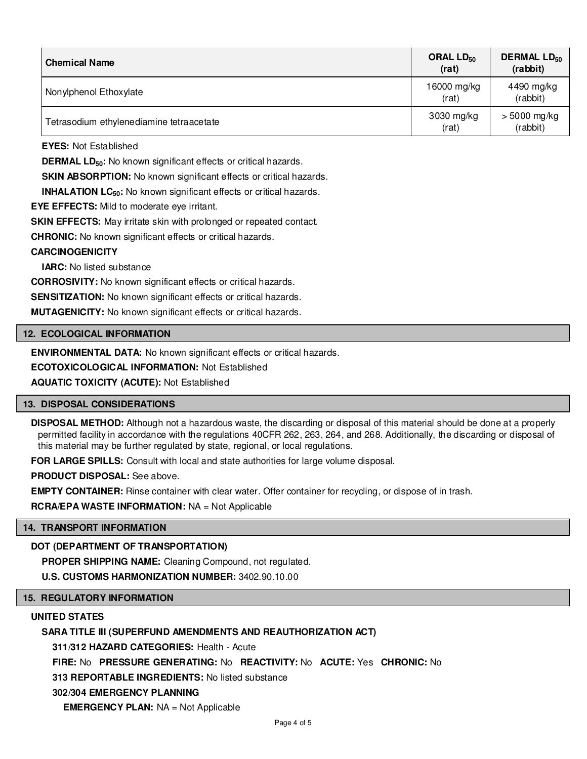| Chemical Name | ORAL $LD_{50}$ (rat) | DERMAL $LD_{50}$ (rabbit) |
|---|---|---|
| Nonylphenol Ethoxylate | 16000 mg/kg (rat) | 4490 mg/kg (rabbit) |
| Tetrasodium ethylenediamine tetraacetate | 3030 mg/kg (rat) | > 5000 mg/kg (rabbit) |

**EYES:** Not Established

**DERMAL $LD_{50}$:** No known significant effects or critical hazards.

**SKIN ABSORPTION:** No known significant effects or critical hazards.

**INHALATION $LC_{50}$:** No known significant effects or critical hazards.

**EYE EFFECTS:** Mild to moderate eye irritant.

**SKIN EFFECTS:** May irritate skin with prolonged or repeated contact.

**CHRONIC:** No known significant effects or critical hazards.

**CARCINOGENICITY**

**IARC:** No listed substance

**CORROSIVITY:** No known significant effects or critical hazards.

**SENSITIZATION:** No known significant effects or critical hazards.

**MUTAGENICITY:** No known significant effects or critical hazards.

## 12. ECOLOGICAL INFORMATION

**ENVIRONMENTAL DATA:** No known significant effects or critical hazards.

**ECOTOXICOLOGICAL INFORMATION:** Not Established

**AQUATIC TOXICITY (ACUTE):** Not Established

## 13. DISPOSAL CONSIDERATIONS

**DISPOSAL METHOD:** Although not a hazardous waste, the discarding or disposal of this material should be done at a properly permitted facility in accordance with the regulations 40CFR 262, 263, 264, and 268. Additionally, the discarding or disposal of this material may be further regulated by state, regional, or local regulations.

**FOR LARGE SPILLS:** Consult with local and state authorities for large volume disposal.

**PRODUCT DISPOSAL:** See above.

**EMPTY CONTAINER:** Rinse container with clear water. Offer container for recycling, or dispose of in trash.

**RCRA/EPA WASTE INFORMATION:** NA = Not Applicable

## 14. TRANSPORT INFORMATION

**DOT (DEPARTMENT OF TRANSPORTATION)**

**PROPER SHIPPING NAME:** Cleaning Compound, not regulated.

**U.S. CUSTOMS HARMONIZATION NUMBER:** 3402.90.10.00

## 15. REGULATORY INFORMATION

**UNITED STATES**

**SARA TITLE III (SUPERFUND AMENDMENTS AND REAUTHORIZATION ACT)**

**311/312 HAZARD CATEGORIES:** Health - Acute

**FIRE:** No **PRESSURE GENERATING:** No **REACTIVITY:** No **ACUTE:** Yes **CHRONIC:** No

**313 REPORTABLE INGREDIENTS:** No listed substance

**302/304 EMERGENCY PLANNING**

**EMERGENCY PLAN:** NA = Not Applicable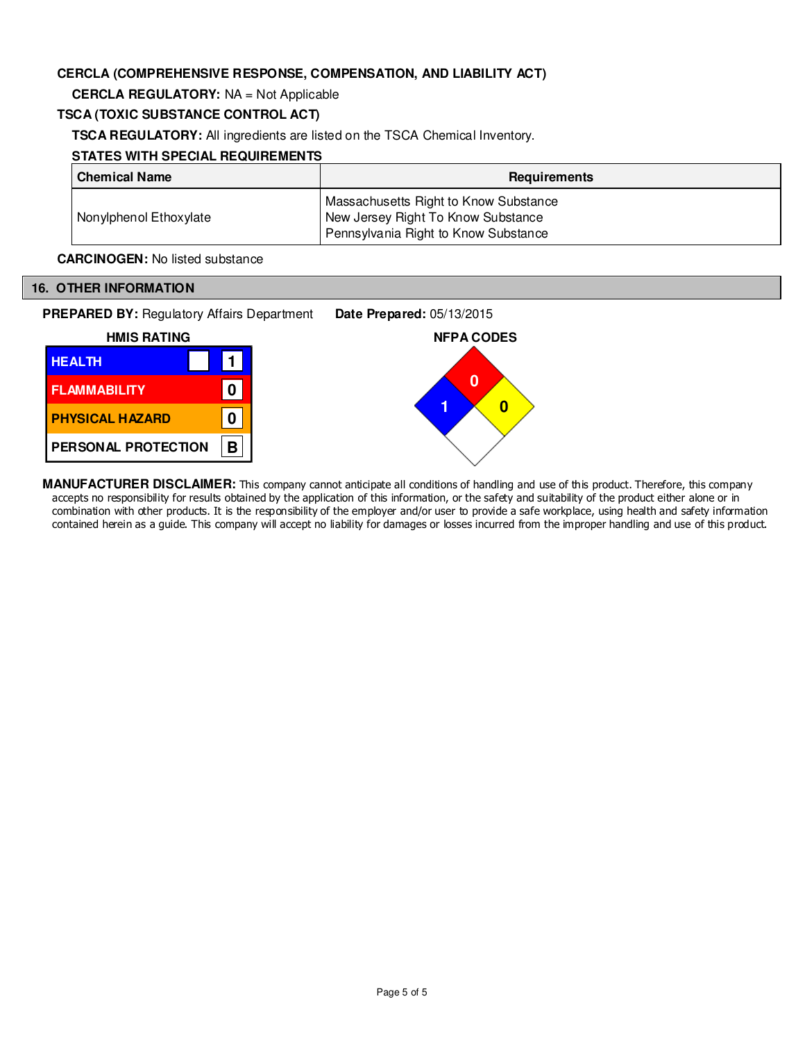**CERCLA (COMPREHENSIVE RESPONSE, COMPENSATION, AND LIABILITY ACT)**

**CERCLA REGULATORY:** NA = Not Applicable

**TSCA (TOXIC SUBSTANCE CONTROL ACT)**

**TSCA REGULATORY:** All ingredients are listed on the TSCA Chemical Inventory.

**STATES WITH SPECIAL REQUIREMENTS**

| Chemical Name | Requirements |
|---|---|
| Nonylphenol Ethoxylate | Massachusetts Right to Know Substance<br>New Jersey Right To Know Substance<br>Pennsylvania Right to Know Substance |

**CARCINOGEN:** No listed substance

## 16. OTHER INFORMATION

**PREPARED BY:** Regulatory Affairs Department **Date Prepared:** 05/13/2015

**HMIS RATING**

| | | |
|---|---|---|
| HEALTH | | 1 |
| FLAMMABILITY | | 0 |
| PHYSICAL HAZARD | | 0 |
| PERSONAL PROTECTION | | B |

**NFPA CODES**

0

1

0

**MANUFACTURER DISCLAIMER:** This company cannot anticipate all conditions of handling and use of this product. Therefore, this company accepts no responsibility for results obtained by the application of this information, or the safety and suitability of the product either alone or in combination with other products. It is the responsibility of the employer and/or user to provide a safe workplace, using health and safety information contained herein as a guide. This company will accept no liability for damages or losses incurred from the improper handling and use of this product.